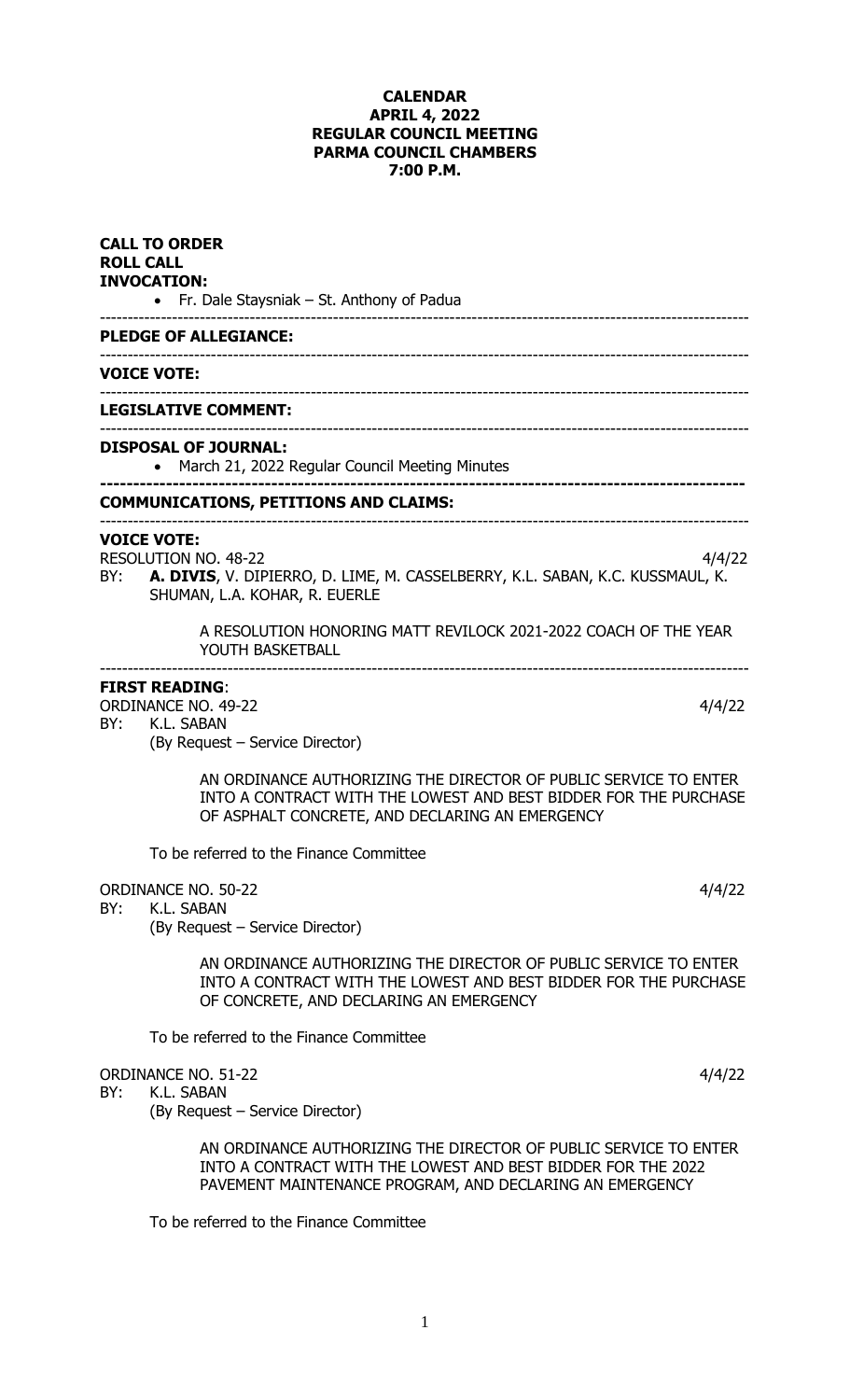**CALENDAR**
**APRIL 4, 2022**
**REGULAR COUNCIL MEETING**
**PARMA COUNCIL CHAMBERS**
**7:00 P.M.**

**CALL TO ORDER**
**ROLL CALL**
**INVOCATION:**

- Fr. Dale Staysniak – St. Anthony of Padua

---

**PLEDGE OF ALLEGIANCE:**

---

**VOICE VOTE:**

---

**LEGISLATIVE COMMENT:**

---

**DISPOSAL OF JOURNAL:**

- March 21, 2022 Regular Council Meeting Minutes

---

**COMMUNICATIONS, PETITIONS AND CLAIMS:**

---

**VOICE VOTE:**

RESOLUTION NO. 48-22 4/4/22

BY: **A. DIVIS**, V. DIPIERRO, D. LIME, M. CASSELBERRY, K.L. SABAN, K.C. KUSSMAUL, K. SHUMAN, L.A. KOHAR, R. EUERLE

A RESOLUTION HONORING MATT REVILOCK 2021-2022 COACH OF THE YEAR YOUTH BASKETBALL

---

**FIRST READING**:

ORDINANCE NO. 49-22 4/4/22

BY: K.L. SABAN
(By Request – Service Director)

AN ORDINANCE AUTHORIZING THE DIRECTOR OF PUBLIC SERVICE TO ENTER INTO A CONTRACT WITH THE LOWEST AND BEST BIDDER FOR THE PURCHASE OF ASPHALT CONCRETE, AND DECLARING AN EMERGENCY

To be referred to the Finance Committee

ORDINANCE NO. 50-22 4/4/22

BY: K.L. SABAN
(By Request – Service Director)

AN ORDINANCE AUTHORIZING THE DIRECTOR OF PUBLIC SERVICE TO ENTER INTO A CONTRACT WITH THE LOWEST AND BEST BIDDER FOR THE PURCHASE OF CONCRETE, AND DECLARING AN EMERGENCY

To be referred to the Finance Committee

ORDINANCE NO. 51-22 4/4/22

BY: K.L. SABAN
(By Request – Service Director)

AN ORDINANCE AUTHORIZING THE DIRECTOR OF PUBLIC SERVICE TO ENTER INTO A CONTRACT WITH THE LOWEST AND BEST BIDDER FOR THE 2022 PAVEMENT MAINTENANCE PROGRAM, AND DECLARING AN EMERGENCY

To be referred to the Finance Committee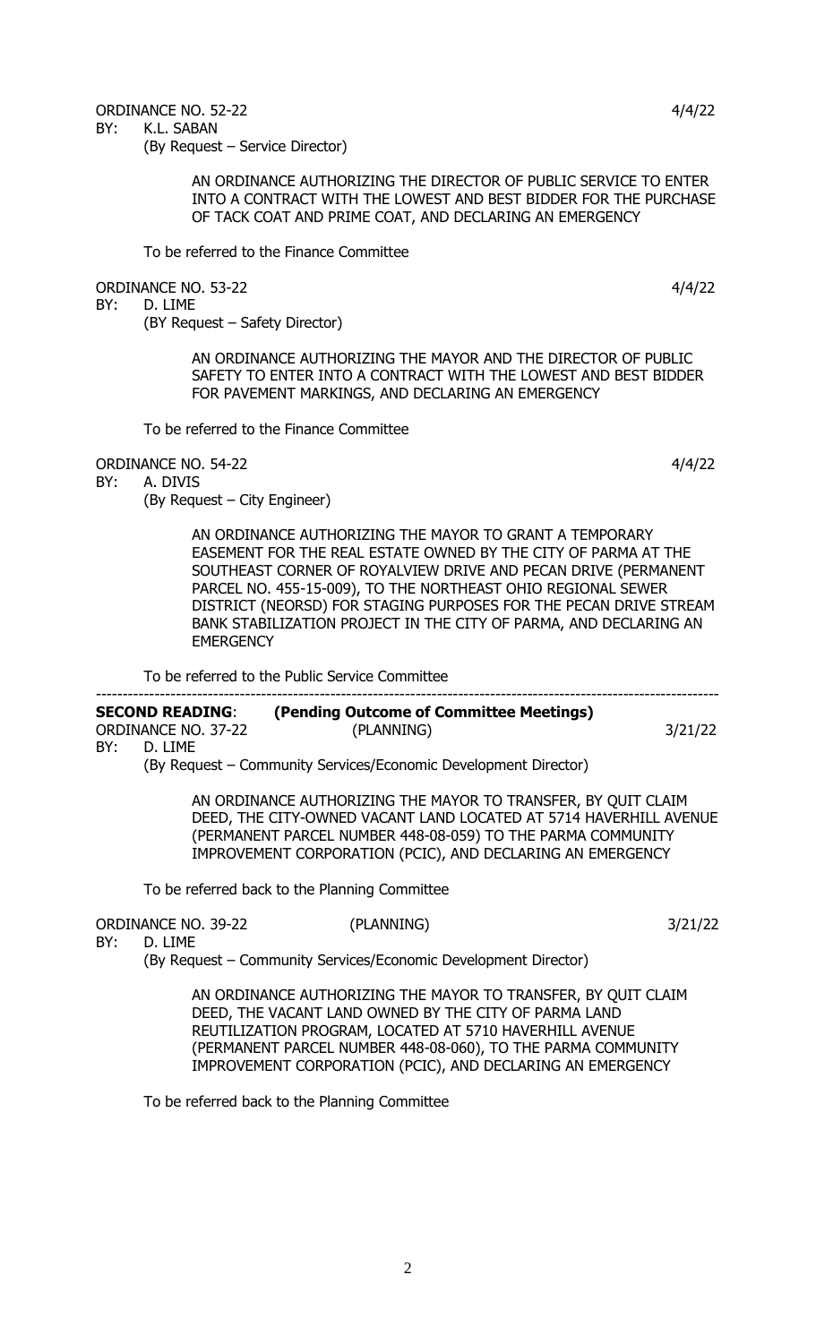ORDINANCE NO. 52-22 4/4/22

BY: K.L. SABAN

(By Request – Service Director)

AN ORDINANCE AUTHORIZING THE DIRECTOR OF PUBLIC SERVICE TO ENTER INTO A CONTRACT WITH THE LOWEST AND BEST BIDDER FOR THE PURCHASE OF TACK COAT AND PRIME COAT, AND DECLARING AN EMERGENCY

To be referred to the Finance Committee

ORDINANCE NO. 53-22 4/4/22

BY: D. LIME

(BY Request – Safety Director)

AN ORDINANCE AUTHORIZING THE MAYOR AND THE DIRECTOR OF PUBLIC SAFETY TO ENTER INTO A CONTRACT WITH THE LOWEST AND BEST BIDDER FOR PAVEMENT MARKINGS, AND DECLARING AN EMERGENCY

To be referred to the Finance Committee

ORDINANCE NO. 54-22 4/4/22

BY: A. DIVIS

(By Request – City Engineer)

AN ORDINANCE AUTHORIZING THE MAYOR TO GRANT A TEMPORARY EASEMENT FOR THE REAL ESTATE OWNED BY THE CITY OF PARMA AT THE SOUTHEAST CORNER OF ROYALVIEW DRIVE AND PECAN DRIVE (PERMANENT PARCEL NO. 455-15-009), TO THE NORTHEAST OHIO REGIONAL SEWER DISTRICT (NEORSD) FOR STAGING PURPOSES FOR THE PECAN DRIVE STREAM BANK STABILIZATION PROJECT IN THE CITY OF PARMA, AND DECLARING AN EMERGENCY

To be referred to the Public Service Committee

---

**SECOND READING**: **(Pending Outcome of Committee Meetings)**

ORDINANCE NO. 37-22 (PLANNING) 3/21/22

BY: D. LIME

(By Request – Community Services/Economic Development Director)

AN ORDINANCE AUTHORIZING THE MAYOR TO TRANSFER, BY QUIT CLAIM DEED, THE CITY-OWNED VACANT LAND LOCATED AT 5714 HAVERHILL AVENUE (PERMANENT PARCEL NUMBER 448-08-059) TO THE PARMA COMMUNITY IMPROVEMENT CORPORATION (PCIC), AND DECLARING AN EMERGENCY

To be referred back to the Planning Committee

ORDINANCE NO. 39-22 (PLANNING) 3/21/22

BY: D. LIME

(By Request – Community Services/Economic Development Director)

AN ORDINANCE AUTHORIZING THE MAYOR TO TRANSFER, BY QUIT CLAIM DEED, THE VACANT LAND OWNED BY THE CITY OF PARMA LAND REUTILIZATION PROGRAM, LOCATED AT 5710 HAVERHILL AVENUE (PERMANENT PARCEL NUMBER 448-08-060), TO THE PARMA COMMUNITY IMPROVEMENT CORPORATION (PCIC), AND DECLARING AN EMERGENCY

To be referred back to the Planning Committee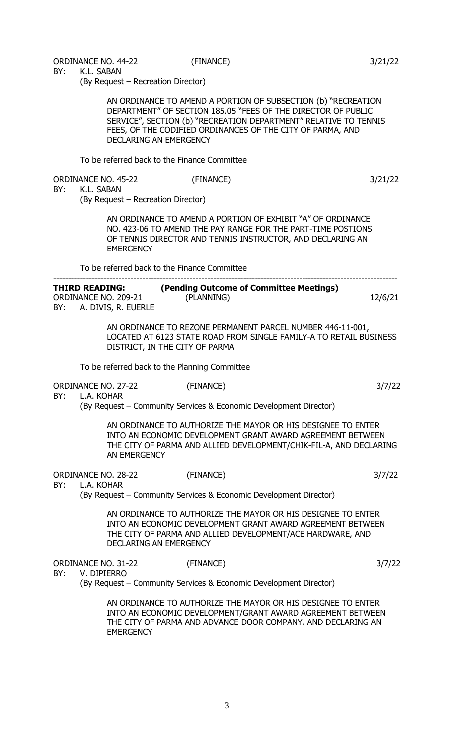ORDINANCE NO. 44-22 (FINANCE) 3/21/22
BY: K.L. SABAN
(By Request – Recreation Director)

AN ORDINANCE TO AMEND A PORTION OF SUBSECTION (b) "RECREATION DEPARTMENT" OF SECTION 185.05 "FEES OF THE DIRECTOR OF PUBLIC SERVICE", SECTION (b) "RECREATION DEPARTMENT" RELATIVE TO TENNIS FEES, OF THE CODIFIED ORDINANCES OF THE CITY OF PARMA, AND DECLARING AN EMERGENCY

To be referred back to the Finance Committee

ORDINANCE NO. 45-22 (FINANCE) 3/21/22
BY: K.L. SABAN
(By Request – Recreation Director)

AN ORDINANCE TO AMEND A PORTION OF EXHIBIT "A" OF ORDINANCE NO. 423-06 TO AMEND THE PAY RANGE FOR THE PART-TIME POSTIONS OF TENNIS DIRECTOR AND TENNIS INSTRUCTOR, AND DECLARING AN EMERGENCY

To be referred back to the Finance Committee

---

**THIRD READING: (Pending Outcome of Committee Meetings)**

ORDINANCE NO. 209-21 (PLANNING) 12/6/21
BY: A. DIVIS, R. EUERLE

AN ORDINANCE TO REZONE PERMANENT PARCEL NUMBER 446-11-001, LOCATED AT 6123 STATE ROAD FROM SINGLE FAMILY-A TO RETAIL BUSINESS DISTRICT, IN THE CITY OF PARMA

To be referred back to the Planning Committee

ORDINANCE NO. 27-22 (FINANCE) 3/7/22
BY: L.A. KOHAR
(By Request – Community Services & Economic Development Director)

AN ORDINANCE TO AUTHORIZE THE MAYOR OR HIS DESIGNEE TO ENTER INTO AN ECONOMIC DEVELOPMENT GRANT AWARD AGREEMENT BETWEEN THE CITY OF PARMA AND ALLIED DEVELOPMENT/CHIK-FIL-A, AND DECLARING AN EMERGENCY

ORDINANCE NO. 28-22 (FINANCE) 3/7/22
BY: L.A. KOHAR
(By Request – Community Services & Economic Development Director)

AN ORDINANCE TO AUTHORIZE THE MAYOR OR HIS DESIGNEE TO ENTER INTO AN ECONOMIC DEVELOPMENT GRANT AWARD AGREEMENT BETWEEN THE CITY OF PARMA AND ALLIED DEVELOPMENT/ACE HARDWARE, AND DECLARING AN EMERGENCY

ORDINANCE NO. 31-22 (FINANCE) 3/7/22
BY: V. DIPIERRO
(By Request – Community Services & Economic Development Director)

AN ORDINANCE TO AUTHORIZE THE MAYOR OR HIS DESIGNEE TO ENTER INTO AN ECONOMIC DEVELOPMENT/GRANT AWARD AGREEMENT BETWEEN THE CITY OF PARMA AND ADVANCE DOOR COMPANY, AND DECLARING AN EMERGENCY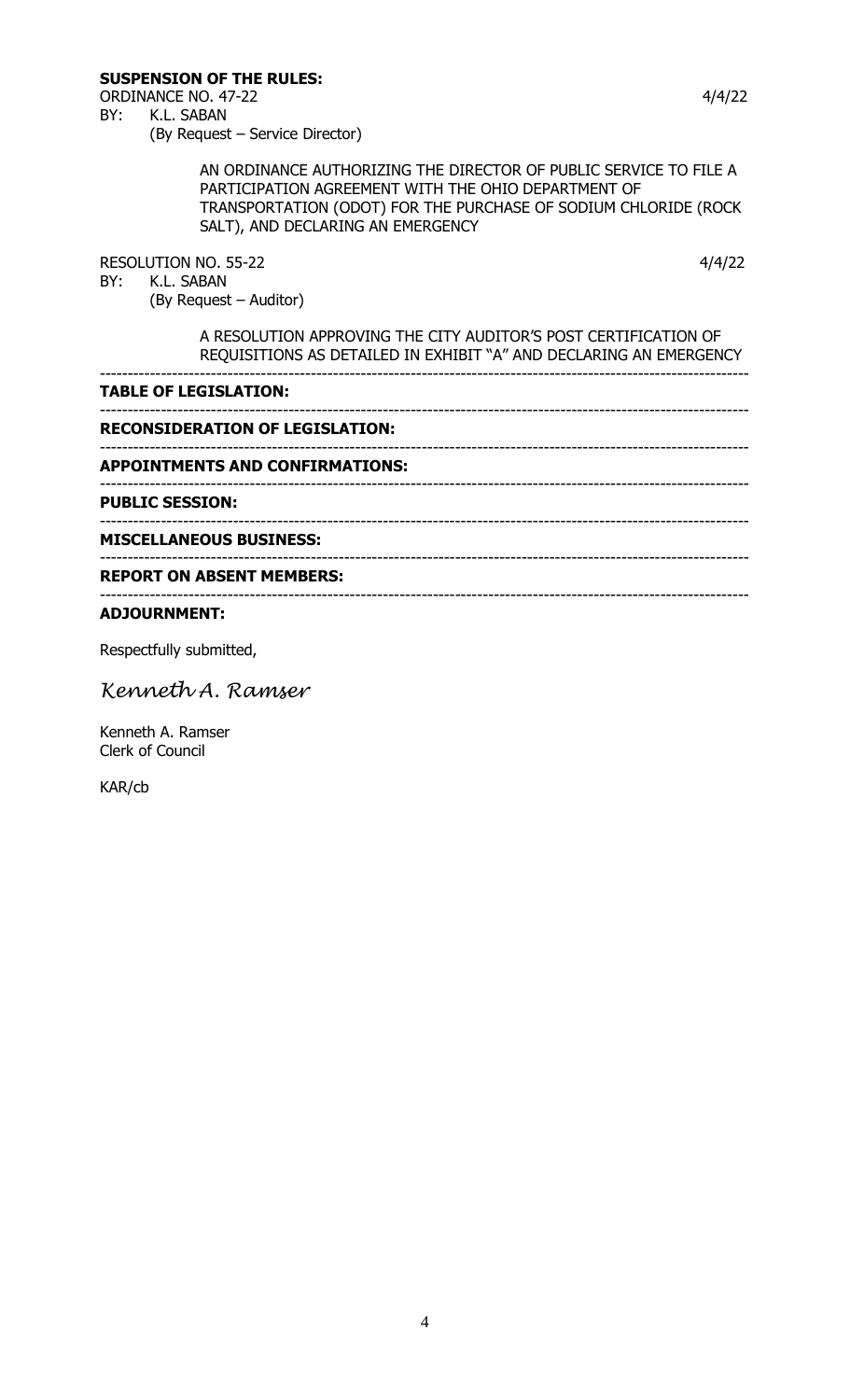**SUSPENSION OF THE RULES:**

ORDINANCE NO. 47-22 4/4/22

BY: K.L. SABAN
(By Request – Service Director)

AN ORDINANCE AUTHORIZING THE DIRECTOR OF PUBLIC SERVICE TO FILE A PARTICIPATION AGREEMENT WITH THE OHIO DEPARTMENT OF TRANSPORTATION (ODOT) FOR THE PURCHASE OF SODIUM CHLORIDE (ROCK SALT), AND DECLARING AN EMERGENCY

RESOLUTION NO. 55-22 4/4/22

BY: K.L. SABAN
(By Request – Auditor)

A RESOLUTION APPROVING THE CITY AUDITOR'S POST CERTIFICATION OF REQUISITIONS AS DETAILED IN EXHIBIT "A" AND DECLARING AN EMERGENCY

---

**TABLE OF LEGISLATION:**

---

**RECONSIDERATION OF LEGISLATION:**

---

**APPOINTMENTS AND CONFIRMATIONS:**

---

**PUBLIC SESSION:**

---

**MISCELLANEOUS BUSINESS:**

---

**REPORT ON ABSENT MEMBERS:**

---

**ADJOURNMENT:**

Respectfully submitted,

*Kenneth A. Ramser*

Kenneth A. Ramser
Clerk of Council

KAR/cb